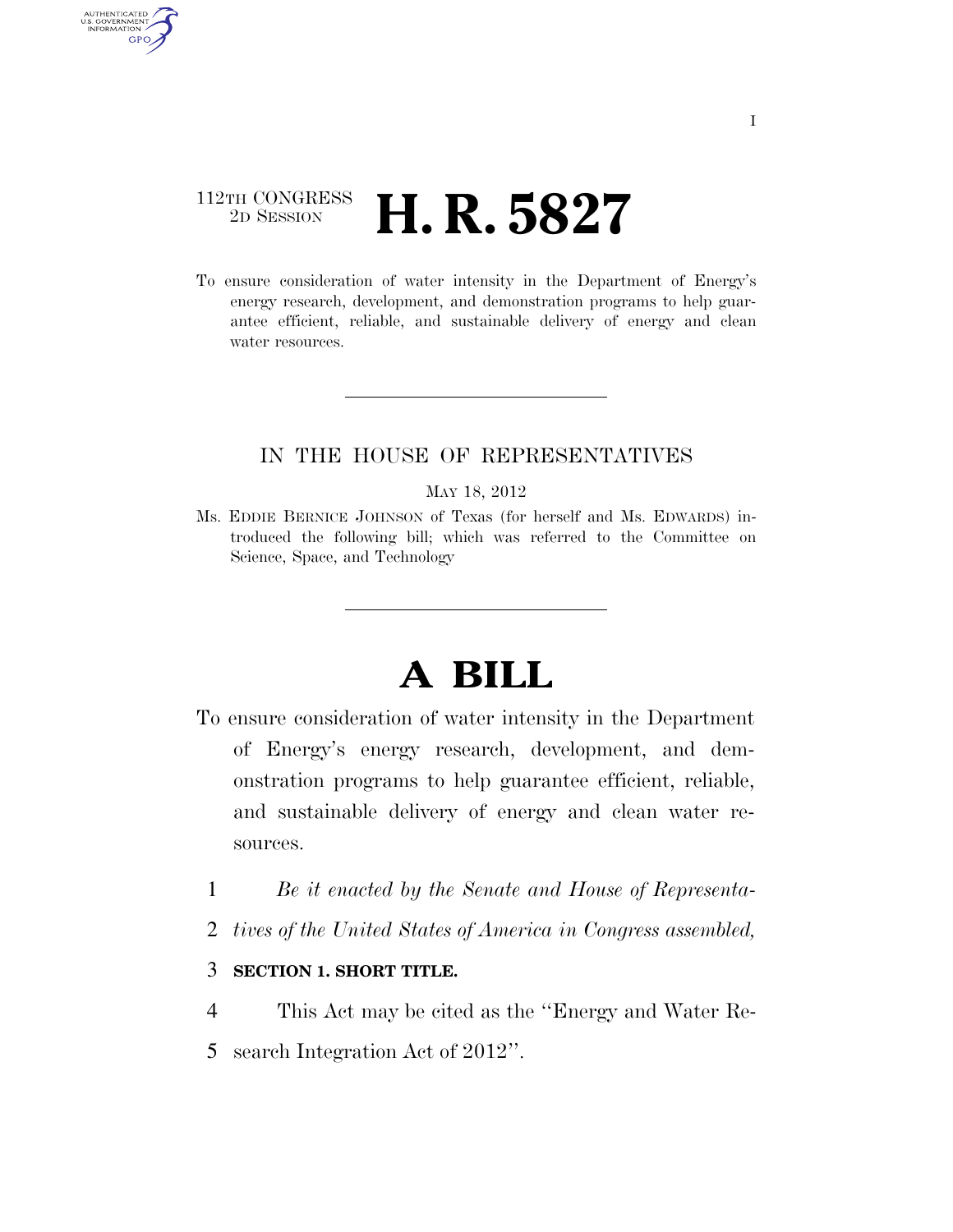112TH CONGRESS
2D SESSION

# H. R. 5827

To ensure consideration of water intensity in the Department of Energy's energy research, development, and demonstration programs to help guarantee efficient, reliable, and sustainable delivery of energy and clean water resources.

---

IN THE HOUSE OF REPRESENTATIVES

MAY 18, 2012

Ms. EDDIE BERNICE JOHNSON of Texas (for herself and Ms. EDWARDS) introduced the following bill; which was referred to the Committee on Science, Space, and Technology

---

# A BILL

To ensure consideration of water intensity in the Department of Energy's energy research, development, and demonstration programs to help guarantee efficient, reliable, and sustainable delivery of energy and clean water resources.

1 *Be it enacted by the Senate and House of Representa-*
2 *tives of the United States of America in Congress assembled,*

3 **SECTION 1. SHORT TITLE.**

4 This Act may be cited as the ''Energy and Water Re-
5 search Integration Act of 2012''.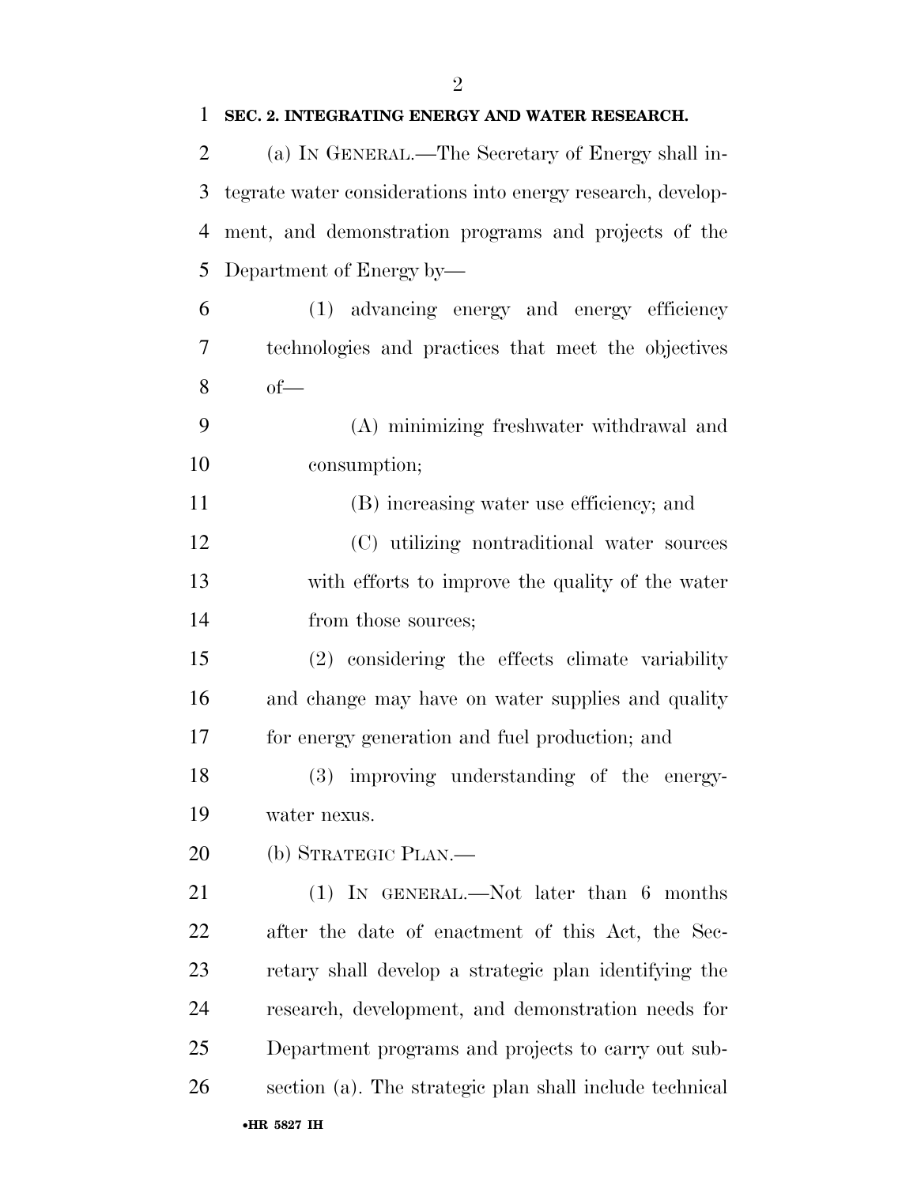**SEC. 2. INTEGRATING ENERGY AND WATER RESEARCH.**

(a) IN GENERAL.—The Secretary of Energy shall integrate water considerations into energy research, development, and demonstration programs and projects of the Department of Energy by—

(1) advancing energy and energy efficiency technologies and practices that meet the objectives of—

(A) minimizing freshwater withdrawal and consumption;

(B) increasing water use efficiency; and

(C) utilizing nontraditional water sources with efforts to improve the quality of the water from those sources;

(2) considering the effects climate variability and change may have on water supplies and quality for energy generation and fuel production; and

(3) improving understanding of the energy-water nexus.

(b) STRATEGIC PLAN.—

(1) IN GENERAL.—Not later than 6 months after the date of enactment of this Act, the Secretary shall develop a strategic plan identifying the research, development, and demonstration needs for Department programs and projects to carry out subsection (a). The strategic plan shall include technical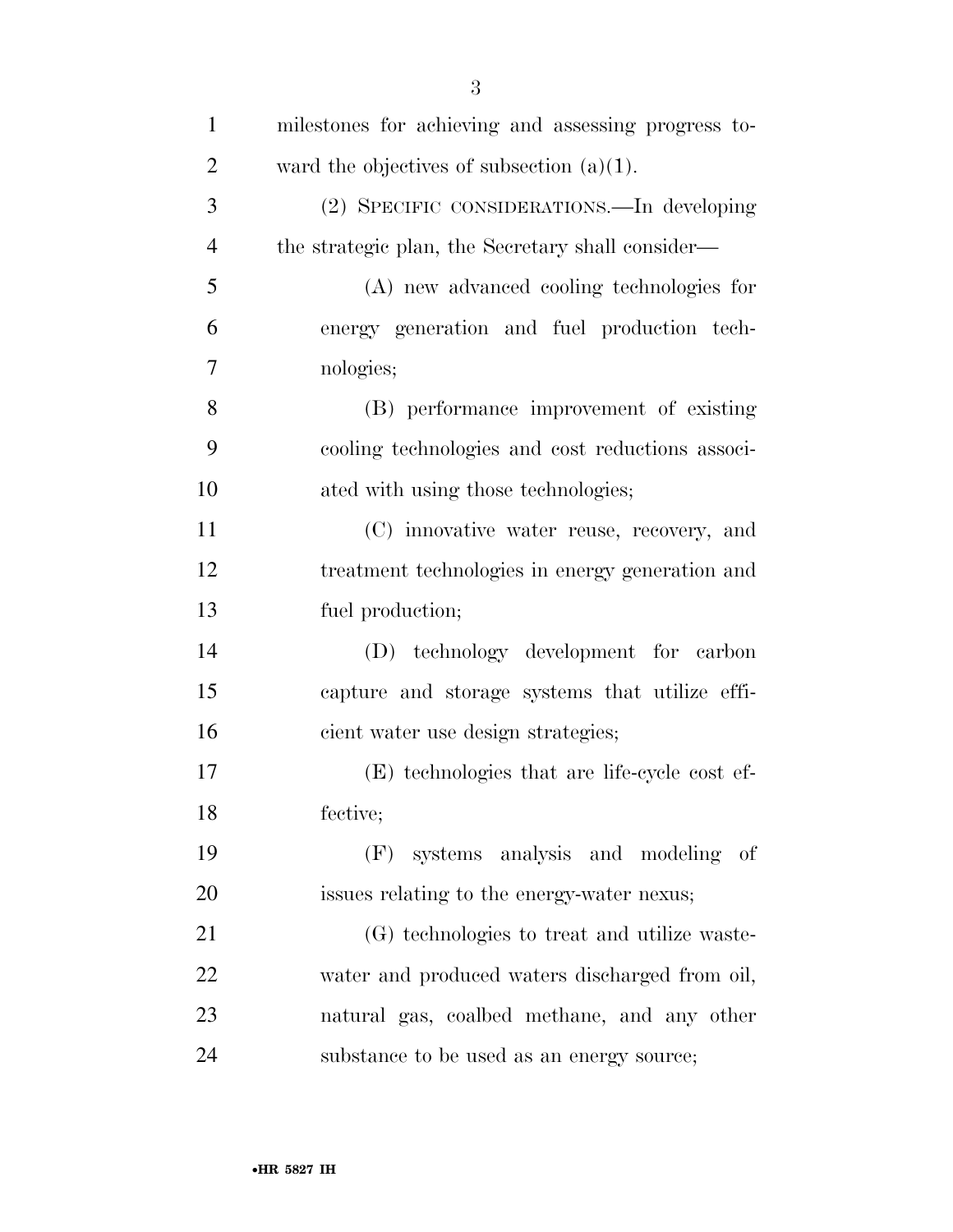milestones for achieving and assessing progress toward the objectives of subsection (a)(1).

(2) SPECIFIC CONSIDERATIONS.—In developing the strategic plan, the Secretary shall consider—

(A) new advanced cooling technologies for energy generation and fuel production technologies;

(B) performance improvement of existing cooling technologies and cost reductions associated with using those technologies;

(C) innovative water reuse, recovery, and treatment technologies in energy generation and fuel production;

(D) technology development for carbon capture and storage systems that utilize efficient water use design strategies;

(E) technologies that are life-cycle cost effective;

(F) systems analysis and modeling of issues relating to the energy-water nexus;

(G) technologies to treat and utilize wastewater and produced waters discharged from oil, natural gas, coalbed methane, and any other substance to be used as an energy source;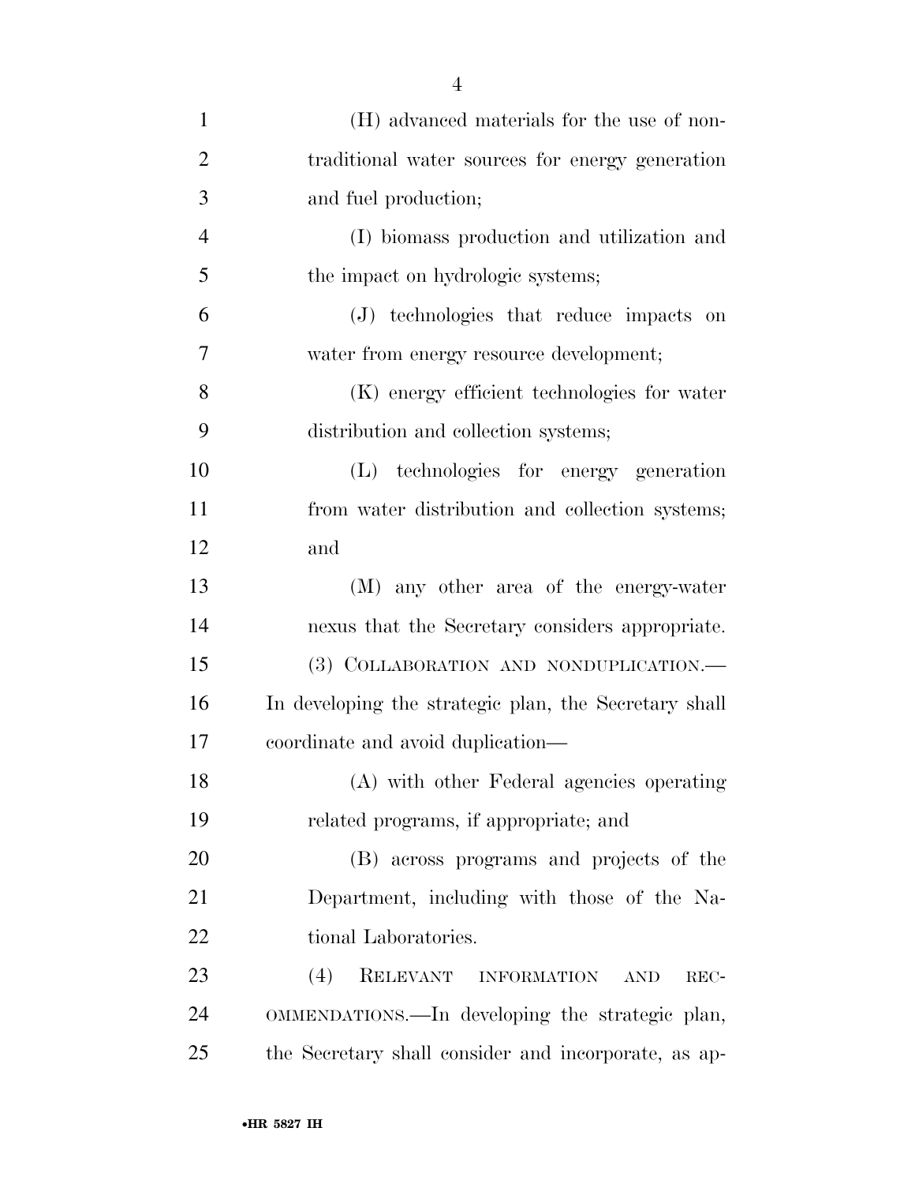(H) advanced materials for the use of non-traditional water sources for energy generation and fuel production;

(I) biomass production and utilization and the impact on hydrologic systems;

(J) technologies that reduce impacts on water from energy resource development;

(K) energy efficient technologies for water distribution and collection systems;

(L) technologies for energy generation from water distribution and collection systems; and

(M) any other area of the energy-water nexus that the Secretary considers appropriate.

(3) COLLABORATION AND NONDUPLICATION.—In developing the strategic plan, the Secretary shall coordinate and avoid duplication—

(A) with other Federal agencies operating related programs, if appropriate; and

(B) across programs and projects of the Department, including with those of the National Laboratories.

(4) RELEVANT INFORMATION AND RECOMMENDATIONS.—In developing the strategic plan, the Secretary shall consider and incorporate, as ap-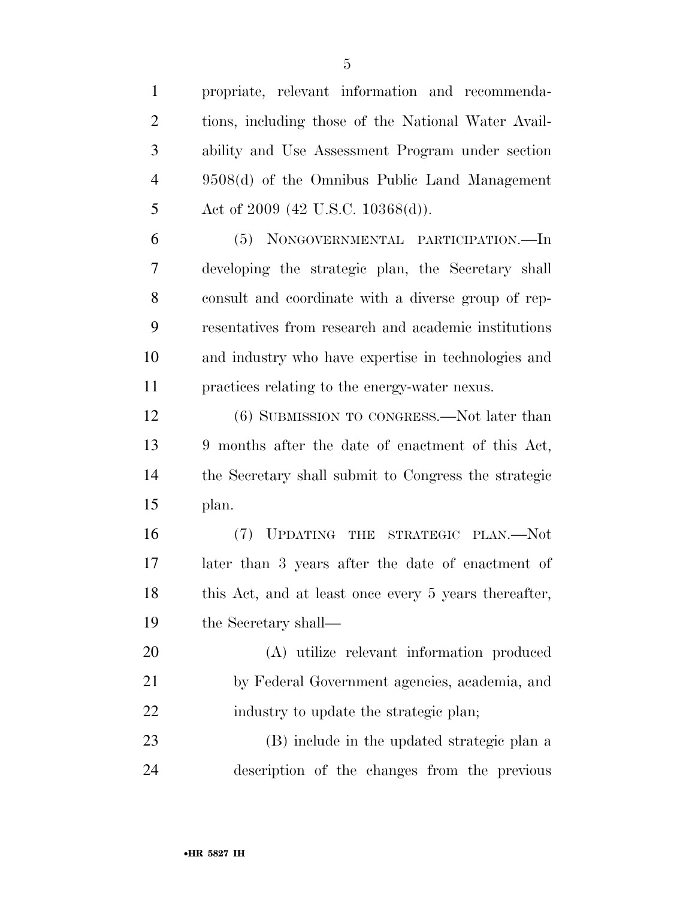propriate, relevant information and recommendations, including those of the National Water Availability and Use Assessment Program under section 9508(d) of the Omnibus Public Land Management Act of 2009 (42 U.S.C. 10368(d)).

(5) NONGOVERNMENTAL PARTICIPATION.—In developing the strategic plan, the Secretary shall consult and coordinate with a diverse group of representatives from research and academic institutions and industry who have expertise in technologies and practices relating to the energy-water nexus.

(6) SUBMISSION TO CONGRESS.—Not later than 9 months after the date of enactment of this Act, the Secretary shall submit to Congress the strategic plan.

(7) UPDATING THE STRATEGIC PLAN.—Not later than 3 years after the date of enactment of this Act, and at least once every 5 years thereafter, the Secretary shall—

(A) utilize relevant information produced by Federal Government agencies, academia, and industry to update the strategic plan;

(B) include in the updated strategic plan a description of the changes from the previous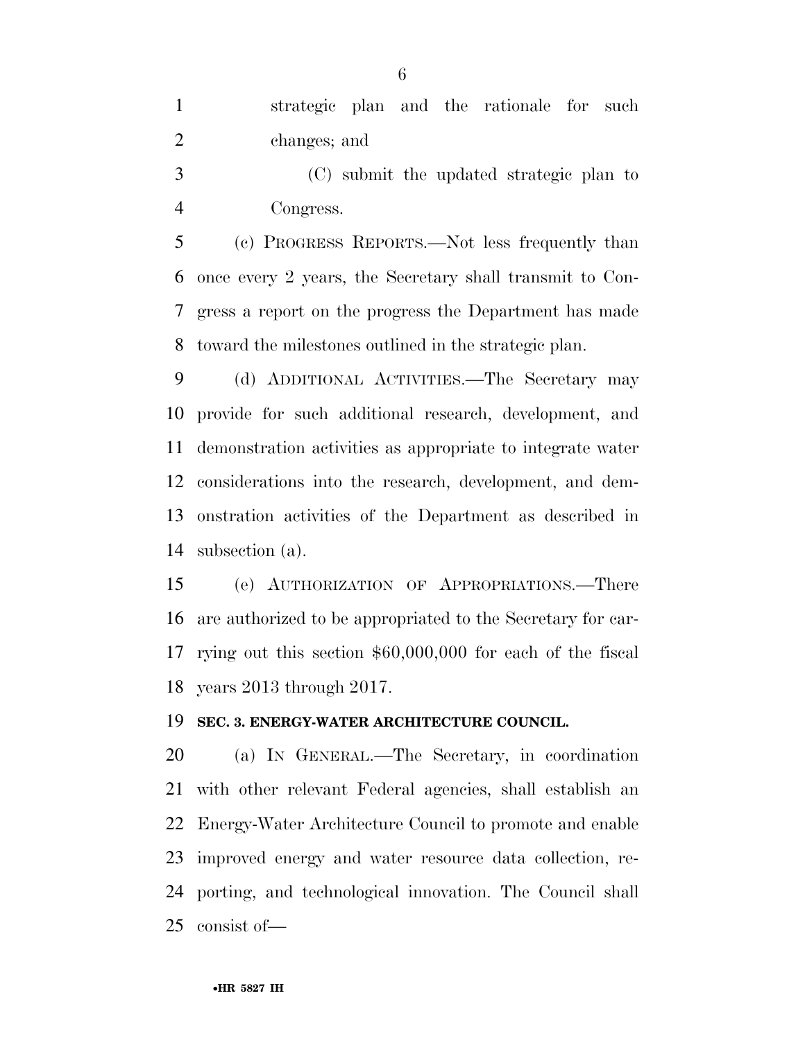strategic plan and the rationale for such changes; and

(C) submit the updated strategic plan to Congress.

(c) PROGRESS REPORTS.—Not less frequently than once every 2 years, the Secretary shall transmit to Congress a report on the progress the Department has made toward the milestones outlined in the strategic plan.

(d) ADDITIONAL ACTIVITIES.—The Secretary may provide for such additional research, development, and demonstration activities as appropriate to integrate water considerations into the research, development, and demonstration activities of the Department as described in subsection (a).

(e) AUTHORIZATION OF APPROPRIATIONS.—There are authorized to be appropriated to the Secretary for carrying out this section $60,000,000 for each of the fiscal years 2013 through 2017.

**SEC. 3. ENERGY-WATER ARCHITECTURE COUNCIL.**

(a) IN GENERAL.—The Secretary, in coordination with other relevant Federal agencies, shall establish an Energy-Water Architecture Council to promote and enable improved energy and water resource data collection, reporting, and technological innovation. The Council shall consist of—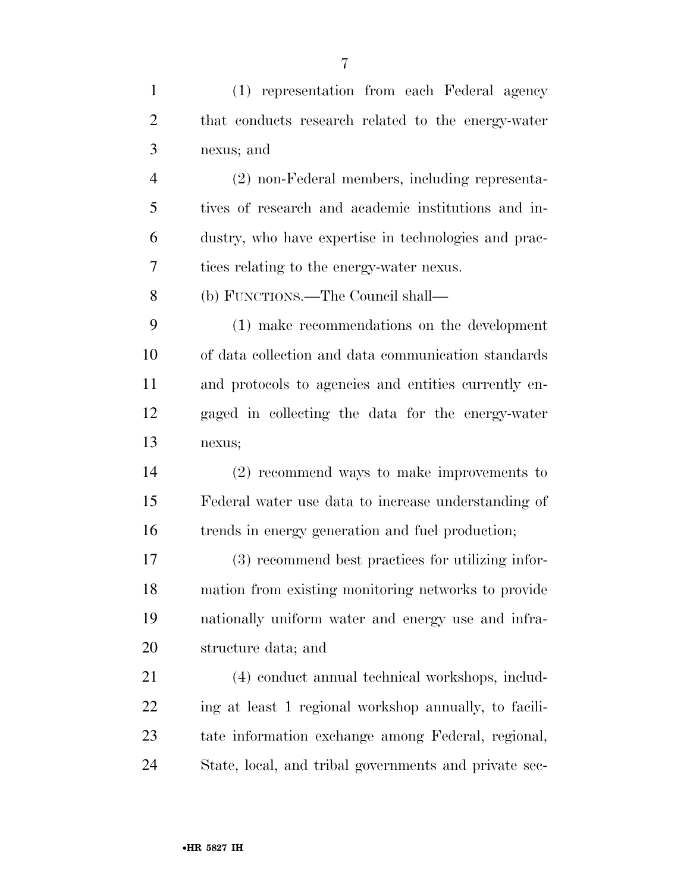(1) representation from each Federal agency that conducts research related to the energy-water nexus; and

(2) non-Federal members, including representatives of research and academic institutions and industry, who have expertise in technologies and practices relating to the energy-water nexus.

(b) FUNCTIONS.—The Council shall—

(1) make recommendations on the development of data collection and data communication standards and protocols to agencies and entities currently engaged in collecting the data for the energy-water nexus;

(2) recommend ways to make improvements to Federal water use data to increase understanding of trends in energy generation and fuel production;

(3) recommend best practices for utilizing information from existing monitoring networks to provide nationally uniform water and energy use and infrastructure data; and

(4) conduct annual technical workshops, including at least 1 regional workshop annually, to facilitate information exchange among Federal, regional, State, local, and tribal governments and private sec-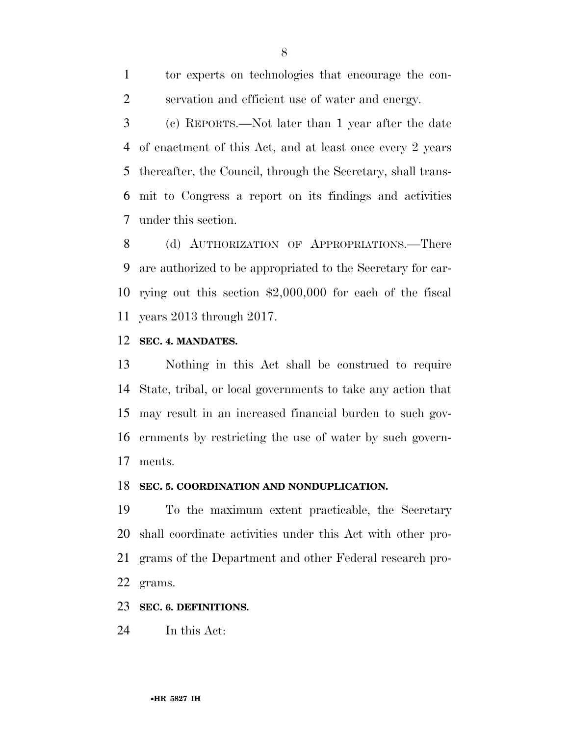tor experts on technologies that encourage the conservation and efficient use of water and energy.

(c) REPORTS.—Not later than 1 year after the date of enactment of this Act, and at least once every 2 years thereafter, the Council, through the Secretary, shall transmit to Congress a report on its findings and activities under this section.

(d) AUTHORIZATION OF APPROPRIATIONS.—There are authorized to be appropriated to the Secretary for carrying out this section $2,000,000 for each of the fiscal years 2013 through 2017.

**SEC. 4. MANDATES.**

Nothing in this Act shall be construed to require State, tribal, or local governments to take any action that may result in an increased financial burden to such governments by restricting the use of water by such governments.

**SEC. 5. COORDINATION AND NONDUPLICATION.**

To the maximum extent practicable, the Secretary shall coordinate activities under this Act with other programs of the Department and other Federal research programs.

**SEC. 6. DEFINITIONS.**

In this Act: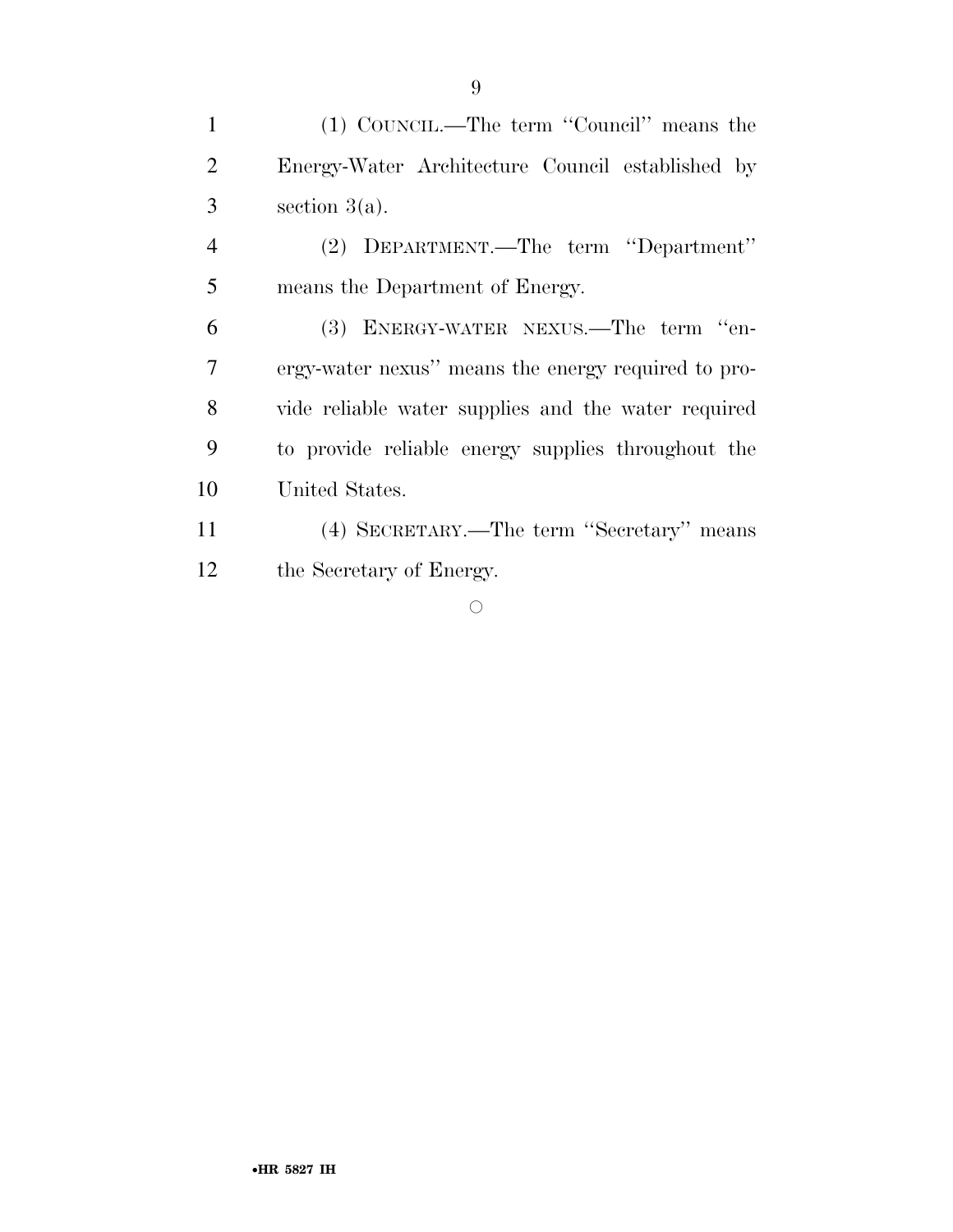(1) COUNCIL.—The term ''Council'' means the Energy-Water Architecture Council established by section 3(a).

(2) DEPARTMENT.—The term ''Department'' means the Department of Energy.

(3) ENERGY-WATER NEXUS.—The term ''energy-water nexus'' means the energy required to provide reliable water supplies and the water required to provide reliable energy supplies throughout the United States.

(4) SECRETARY.—The term ''Secretary'' means the Secretary of Energy.

○